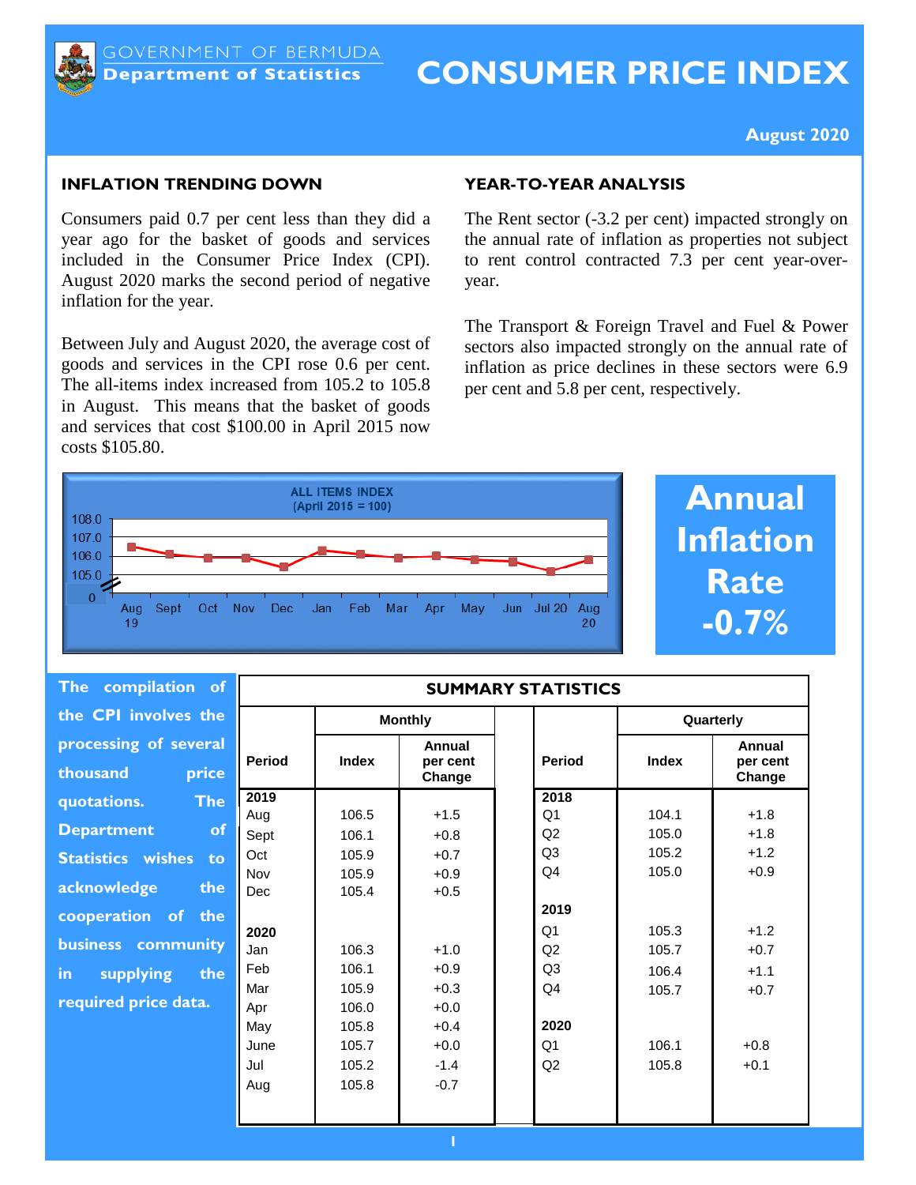GOVERNMENT OF BERMUDA
**Department of Statistics**

# CONSUMER PRICE INDEX

**August 2020**

## INFLATION TRENDING DOWN

Consumers paid 0.7 per cent less than they did a year ago for the basket of goods and services included in the Consumer Price Index (CPI). August 2020 marks the second period of negative inflation for the year.

Between July and August 2020, the average cost of goods and services in the CPI rose 0.6 per cent. The all-items index increased from 105.2 to 105.8 in August. This means that the basket of goods and services that cost $100.00 in April 2015 now costs $105.80.

## YEAR-TO-YEAR ANALYSIS

The Rent sector (-3.2 per cent) impacted strongly on the annual rate of inflation as properties not subject to rent control contracted 7.3 per cent year-over-year.

The Transport & Foreign Travel and Fuel & Power sectors also impacted strongly on the annual rate of inflation as price declines in these sectors were 6.9 per cent and 5.8 per cent, respectively.

**ALL ITEMS INDEX (April 2015 = 100)**

| Aug 19 | Sept | Oct | Nov | Dec | Jan | Feb | Mar | Apr | May | Jun | Jul 20 | Aug 20 |
|---|---|---|---|---|---|---|---|---|---|---|---|---|
| 106.5 | 106.1 | 105.9 | 105.9 | 105.4 | 106.3 | 106.1 | 105.9 | 106.0 | 105.8 | 105.7 | 105.2 | 105.8 |

**Annual Inflation Rate -0.7%**

**The compilation of the CPI involves the processing of several thousand price quotations. The Department of Statistics wishes to acknowledge the cooperation of the business community in supplying the required price data.**

**SUMMARY STATISTICS**

| Monthly | | | | Quarterly | | |
|---|---|---|---|---|---|---|
| **Period** | **Index** | **Annual per cent Change** | | **Period** | **Index** | **Annual per cent Change** |
| **2019** | | | | **2018** | | |
| Aug | 106.5 | +1.5 | | Q1 | 104.1 | +1.8 |
| Sept | 106.1 | +0.8 | | Q2 | 105.0 | +1.8 |
| Oct | 105.9 | +0.7 | | Q3 | 105.2 | +1.2 |
| Nov | 105.9 | +0.9 | | Q4 | 105.0 | +0.9 |
| Dec | 105.4 | +0.5 | | | | |
| | | | | **2019** | | |
| **2020** | | | | Q1 | 105.3 | +1.2 |
| Jan | 106.3 | +1.0 | | Q2 | 105.7 | +0.7 |
| Feb | 106.1 | +0.9 | | Q3 | 106.4 | +1.1 |
| Mar | 105.9 | +0.3 | | Q4 | 105.7 | +0.7 |
| Apr | 106.0 | +0.0 | | | | |
| May | 105.8 | +0.4 | | **2020** | | |
| June | 105.7 | +0.0 | | Q1 | 106.1 | +0.8 |
| Jul | 105.2 | -1.4 | | Q2 | 105.8 | +0.1 |
| Aug | 105.8 | -0.7 | | | | |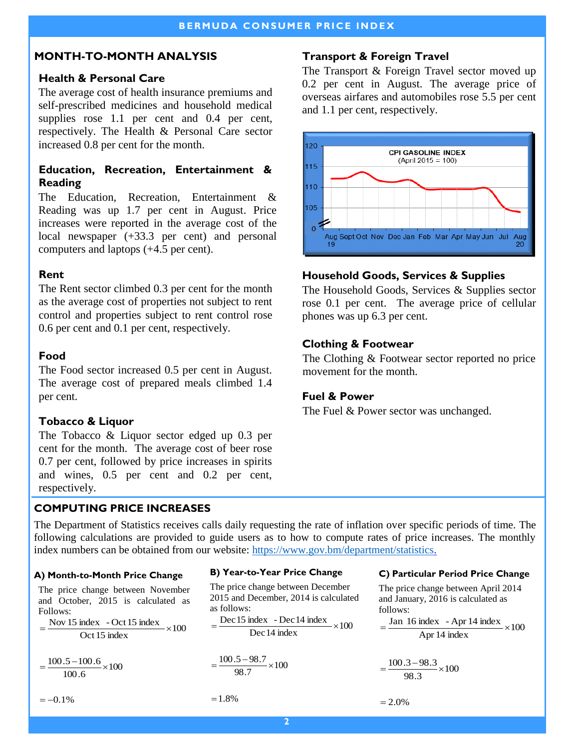## MONTH-TO-MONTH ANALYSIS

### Health & Personal Care

The average cost of health insurance premiums and self-prescribed medicines and household medical supplies rose 1.1 per cent and 0.4 per cent, respectively. The Health & Personal Care sector increased 0.8 per cent for the month.

### Education, Recreation, Entertainment & Reading

The Education, Recreation, Entertainment & Reading was up 1.7 per cent in August. Price increases were reported in the average cost of the local newspaper (+33.3 per cent) and personal computers and laptops (+4.5 per cent).

### Rent

The Rent sector climbed 0.3 per cent for the month as the average cost of properties not subject to rent control and properties subject to rent control rose 0.6 per cent and 0.1 per cent, respectively.

### Food

The Food sector increased 0.5 per cent in August. The average cost of prepared meals climbed 1.4 per cent.

### Tobacco & Liquor

The Tobacco & Liquor sector edged up 0.3 per cent for the month. The average cost of beer rose 0.7 per cent, followed by price increases in spirits and wines, 0.5 per cent and 0.2 per cent, respectively.

### Transport & Foreign Travel

The Transport & Foreign Travel sector moved up 0.2 per cent in August. The average price of overseas airfares and automobiles rose 5.5 per cent and 1.1 per cent, respectively.

CPI GASOLINE INDEX (April 2015 = 100)

### Household Goods, Services & Supplies

The Household Goods, Services & Supplies sector rose 0.1 per cent. The average price of cellular phones was up 6.3 per cent.

### Clothing & Footwear

The Clothing & Footwear sector reported no price movement for the month.

### Fuel & Power

The Fuel & Power sector was unchanged.

## COMPUTING PRICE INCREASES

The Department of Statistics receives calls daily requesting the rate of inflation over specific periods of time. The following calculations are provided to guide users as to how to compute rates of price increases. The monthly index numbers can be obtained from our website: https://www.gov.bm/department/statistics.

### A) Month-to-Month Price Change

The price change between November and October, 2015 is calculated as Follows:

$$= \frac{\text{Nov 15 index} - \text{Oct 15 index}}{\text{Oct 15 index}} \times 100$$

$$= \frac{100.5 - 100.6}{100.6} \times 100$$

$$= -0.1\%$$

### B) Year-to-Year Price Change

The price change between December 2015 and December, 2014 is calculated as follows:

$$= \frac{\text{Dec 15 index} - \text{Dec 14 index}}{\text{Dec 14 index}} \times 100$$

$$= \frac{100.5 - 98.7}{98.7} \times 100$$

$$= 1.8\%$$

### C) Particular Period Price Change

The price change between April 2014 and January, 2016 is calculated as follows:

$$= \frac{\text{Jan 16 index} - \text{Apr 14 index}}{\text{Apr 14 index}} \times 100$$

$$= \frac{100.3 - 98.3}{98.3} \times 100$$

$$= 2.0\%$$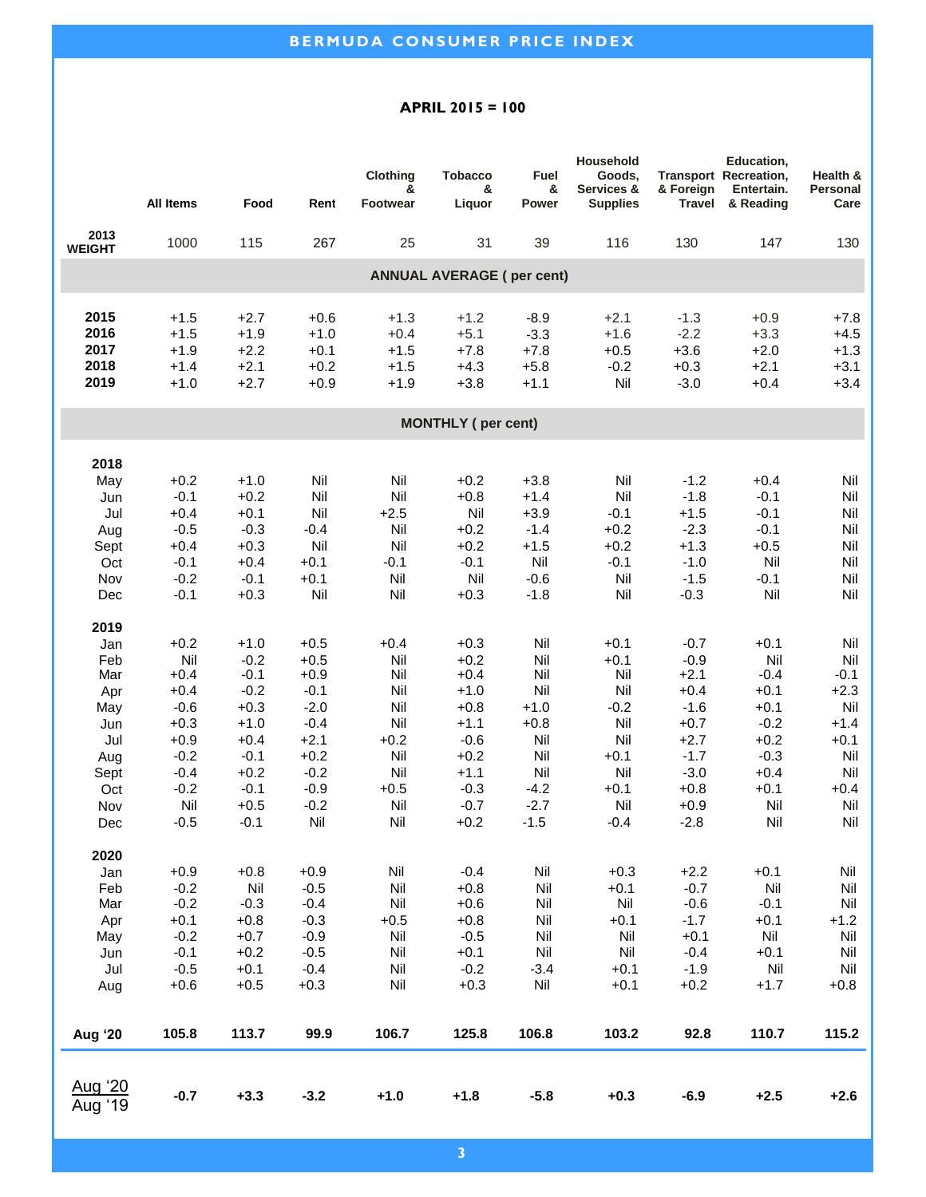# BERMUDA CONSUMER PRICE INDEX

**APRIL 2015 = 100**

| | All Items | Food | Rent | Clothing & Footwear | Tobacco & Liquor | Fuel & Power | Household Goods, Services & Supplies | Transport & Foreign Travel | Education, Recreation, Entertain. & Reading | Health & Personal Care |
|---|---|---|---|---|---|---|---|---|---|---|
| **2013 WEIGHT** | 1000 | 115 | 267 | 25 | 31 | 39 | 116 | 130 | 147 | 130 |
| **ANNUAL AVERAGE ( per cent)** | | | | | | | | | | |
| **2015** | +1.5 | +2.7 | +0.6 | +1.3 | +1.2 | -8.9 | +2.1 | -1.3 | +0.9 | +7.8 |
| **2016** | +1.5 | +1.9 | +1.0 | +0.4 | +5.1 | -3.3 | +1.6 | -2.2 | +3.3 | +4.5 |
| **2017** | +1.9 | +2.2 | +0.1 | +1.5 | +7.8 | +7.8 | +0.5 | +3.6 | +2.0 | +1.3 |
| **2018** | +1.4 | +2.1 | +0.2 | +1.5 | +4.3 | +5.8 | -0.2 | +0.3 | +2.1 | +3.1 |
| **2019** | +1.0 | +2.7 | +0.9 | +1.9 | +3.8 | +1.1 | Nil | -3.0 | +0.4 | +3.4 |
| **MONTHLY ( per cent)** | | | | | | | | | | |
| **2018** | | | | | | | | | | |
| May | +0.2 | +1.0 | Nil | Nil | +0.2 | +3.8 | Nil | -1.2 | +0.4 | Nil |
| Jun | -0.1 | +0.2 | Nil | Nil | +0.8 | +1.4 | Nil | -1.8 | -0.1 | Nil |
| Jul | +0.4 | +0.1 | Nil | +2.5 | Nil | +3.9 | -0.1 | +1.5 | -0.1 | Nil |
| Aug | -0.5 | -0.3 | -0.4 | Nil | +0.2 | -1.4 | +0.2 | -2.3 | -0.1 | Nil |
| Sept | +0.4 | +0.3 | Nil | Nil | +0.2 | +1.5 | +0.2 | +1.3 | +0.5 | Nil |
| Oct | -0.1 | +0.4 | +0.1 | -0.1 | -0.1 | Nil | -0.1 | -1.0 | Nil | Nil |
| Nov | -0.2 | -0.1 | +0.1 | Nil | Nil | -0.6 | Nil | -1.5 | -0.1 | Nil |
| Dec | -0.1 | +0.3 | Nil | Nil | +0.3 | -1.8 | Nil | -0.3 | Nil | Nil |
| **2019** | | | | | | | | | | |
| Jan | +0.2 | +1.0 | +0.5 | +0.4 | +0.3 | Nil | +0.1 | -0.7 | +0.1 | Nil |
| Feb | Nil | -0.2 | +0.5 | Nil | +0.2 | Nil | +0.1 | -0.9 | Nil | Nil |
| Mar | +0.4 | -0.1 | +0.9 | Nil | +0.4 | Nil | Nil | +2.1 | -0.4 | -0.1 |
| Apr | +0.4 | -0.2 | -0.1 | Nil | +1.0 | Nil | Nil | +0.4 | +0.1 | +2.3 |
| May | -0.6 | +0.3 | -2.0 | Nil | +0.8 | +1.0 | -0.2 | -1.6 | +0.1 | Nil |
| Jun | +0.3 | +1.0 | -0.4 | Nil | +1.1 | +0.8 | Nil | +0.7 | -0.2 | +1.4 |
| Jul | +0.9 | +0.4 | +2.1 | +0.2 | -0.6 | Nil | Nil | +2.7 | +0.2 | +0.1 |
| Aug | -0.2 | -0.1 | +0.2 | Nil | +0.2 | Nil | +0.1 | -1.7 | -0.3 | Nil |
| Sept | -0.4 | +0.2 | -0.2 | Nil | +1.1 | Nil | Nil | -3.0 | +0.4 | Nil |
| Oct | -0.2 | -0.1 | -0.9 | +0.5 | -0.3 | -4.2 | +0.1 | +0.8 | +0.1 | +0.4 |
| Nov | Nil | +0.5 | -0.2 | Nil | -0.7 | -2.7 | Nil | +0.9 | Nil | Nil |
| Dec | -0.5 | -0.1 | Nil | Nil | +0.2 | -1.5 | -0.4 | -2.8 | Nil | Nil |
| **2020** | | | | | | | | | | |
| Jan | +0.9 | +0.8 | +0.9 | Nil | -0.4 | Nil | +0.3 | +2.2 | +0.1 | Nil |
| Feb | -0.2 | Nil | -0.5 | Nil | +0.8 | Nil | +0.1 | -0.7 | Nil | Nil |
| Mar | -0.2 | -0.3 | -0.4 | Nil | +0.6 | Nil | Nil | -0.6 | -0.1 | Nil |
| Apr | +0.1 | +0.8 | -0.3 | +0.5 | +0.8 | Nil | +0.1 | -1.7 | +0.1 | +1.2 |
| May | -0.2 | +0.7 | -0.9 | Nil | -0.5 | Nil | Nil | +0.1 | Nil | Nil |
| Jun | -0.1 | +0.2 | -0.5 | Nil | +0.1 | Nil | Nil | -0.4 | +0.1 | Nil |
| Jul | -0.5 | +0.1 | -0.4 | Nil | -0.2 | -3.4 | +0.1 | -1.9 | Nil | Nil |
| Aug | +0.6 | +0.5 | +0.3 | Nil | +0.3 | Nil | +0.1 | +0.2 | +1.7 | +0.8 |
| **Aug '20** | **105.8** | **113.7** | **99.9** | **106.7** | **125.8** | **106.8** | **103.2** | **92.8** | **110.7** | **115.2** |
| Aug '20 / Aug '19 | **-0.7** | **+3.3** | **-3.2** | **+1.0** | **+1.8** | **-5.8** | **+0.3** | **-6.9** | **+2.5** | **+2.6** |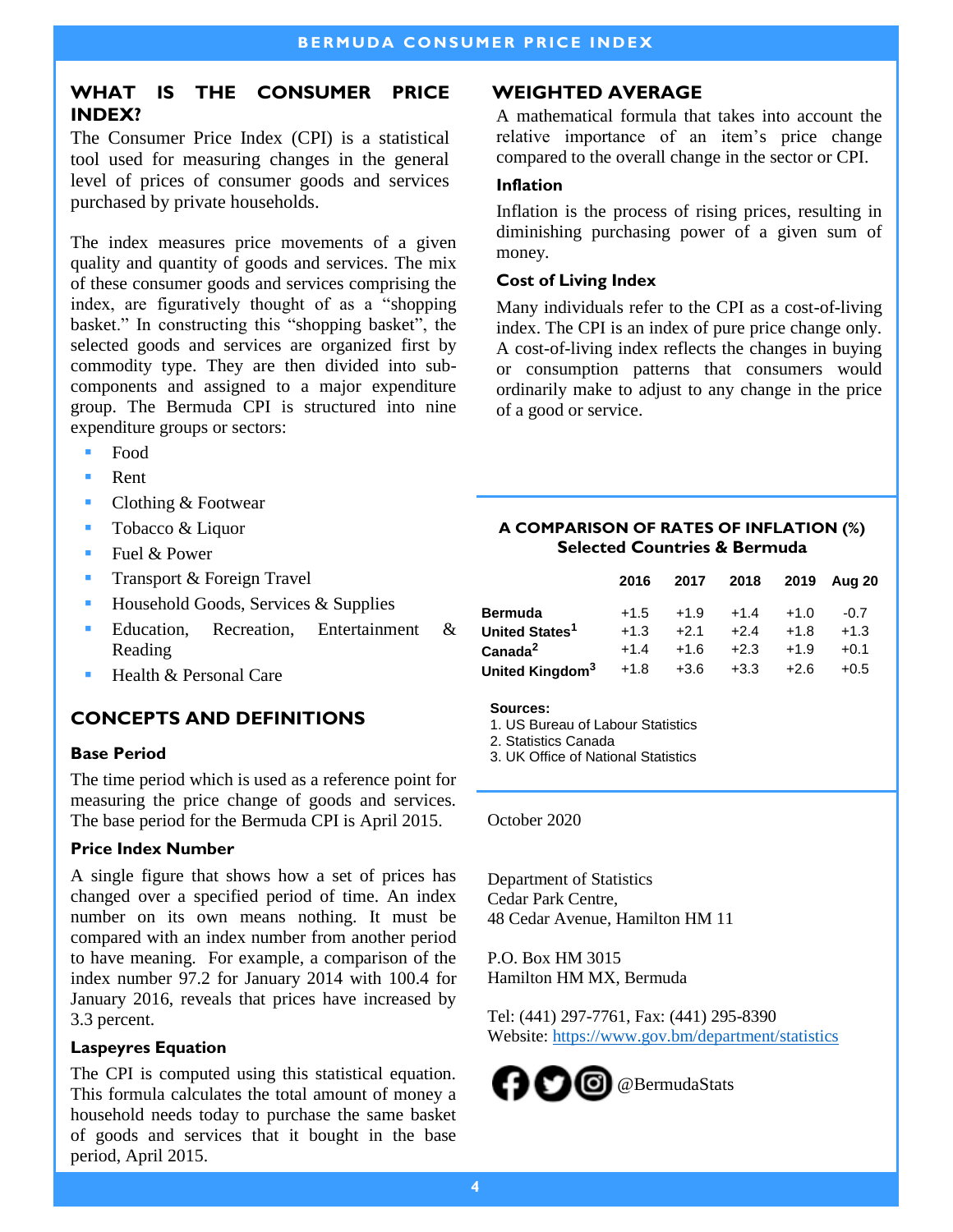## WHAT IS THE CONSUMER PRICE INDEX?

The Consumer Price Index (CPI) is a statistical tool used for measuring changes in the general level of prices of consumer goods and services purchased by private households.

The index measures price movements of a given quality and quantity of goods and services. The mix of these consumer goods and services comprising the index, are figuratively thought of as a "shopping basket." In constructing this "shopping basket", the selected goods and services are organized first by commodity type. They are then divided into sub-components and assigned to a major expenditure group. The Bermuda CPI is structured into nine expenditure groups or sectors:

- Food
- Rent
- Clothing & Footwear
- Tobacco & Liquor
- Fuel & Power
- Transport & Foreign Travel
- Household Goods, Services & Supplies
- Education, Recreation, Entertainment & Reading
- Health & Personal Care

## CONCEPTS AND DEFINITIONS

### Base Period

The time period which is used as a reference point for measuring the price change of goods and services. The base period for the Bermuda CPI is April 2015.

### Price Index Number

A single figure that shows how a set of prices has changed over a specified period of time. An index number on its own means nothing. It must be compared with an index number from another period to have meaning. For example, a comparison of the index number 97.2 for January 2014 with 100.4 for January 2016, reveals that prices have increased by 3.3 percent.

### Laspeyres Equation

The CPI is computed using this statistical equation. This formula calculates the total amount of money a household needs today to purchase the same basket of goods and services that it bought in the base period, April 2015.

## WEIGHTED AVERAGE

A mathematical formula that takes into account the relative importance of an item's price change compared to the overall change in the sector or CPI.

### Inflation

Inflation is the process of rising prices, resulting in diminishing purchasing power of a given sum of money.

### Cost of Living Index

Many individuals refer to the CPI as a cost-of-living index. The CPI is an index of pure price change only. A cost-of-living index reflects the changes in buying or consumption patterns that consumers would ordinarily make to adjust to any change in the price of a good or service.

## A COMPARISON OF RATES OF INFLATION (%)
### Selected Countries & Bermuda

| | 2016 | 2017 | 2018 | 2019 | Aug 20 |
|---|---|---|---|---|---|
| **Bermuda** | +1.5 | +1.9 | +1.4 | +1.0 | -0.7 |
| **United States[1]** | +1.3 | +2.1 | +2.4 | +1.8 | +1.3 |
| **Canada[2]** | +1.4 | +1.6 | +2.3 | +1.9 | +0.1 |
| **United Kingdom[3]** | +1.8 | +3.6 | +3.3 | +2.6 | +0.5 |

**Sources:**
1. US Bureau of Labour Statistics
2. Statistics Canada
3. UK Office of National Statistics

October 2020

Department of Statistics
Cedar Park Centre,
48 Cedar Avenue, Hamilton HM 11

P.O. Box HM 3015
Hamilton HM MX, Bermuda

Tel: (441) 297-7761, Fax: (441) 295-8390
Website: https://www.gov.bm/department/statistics

@BermudaStats